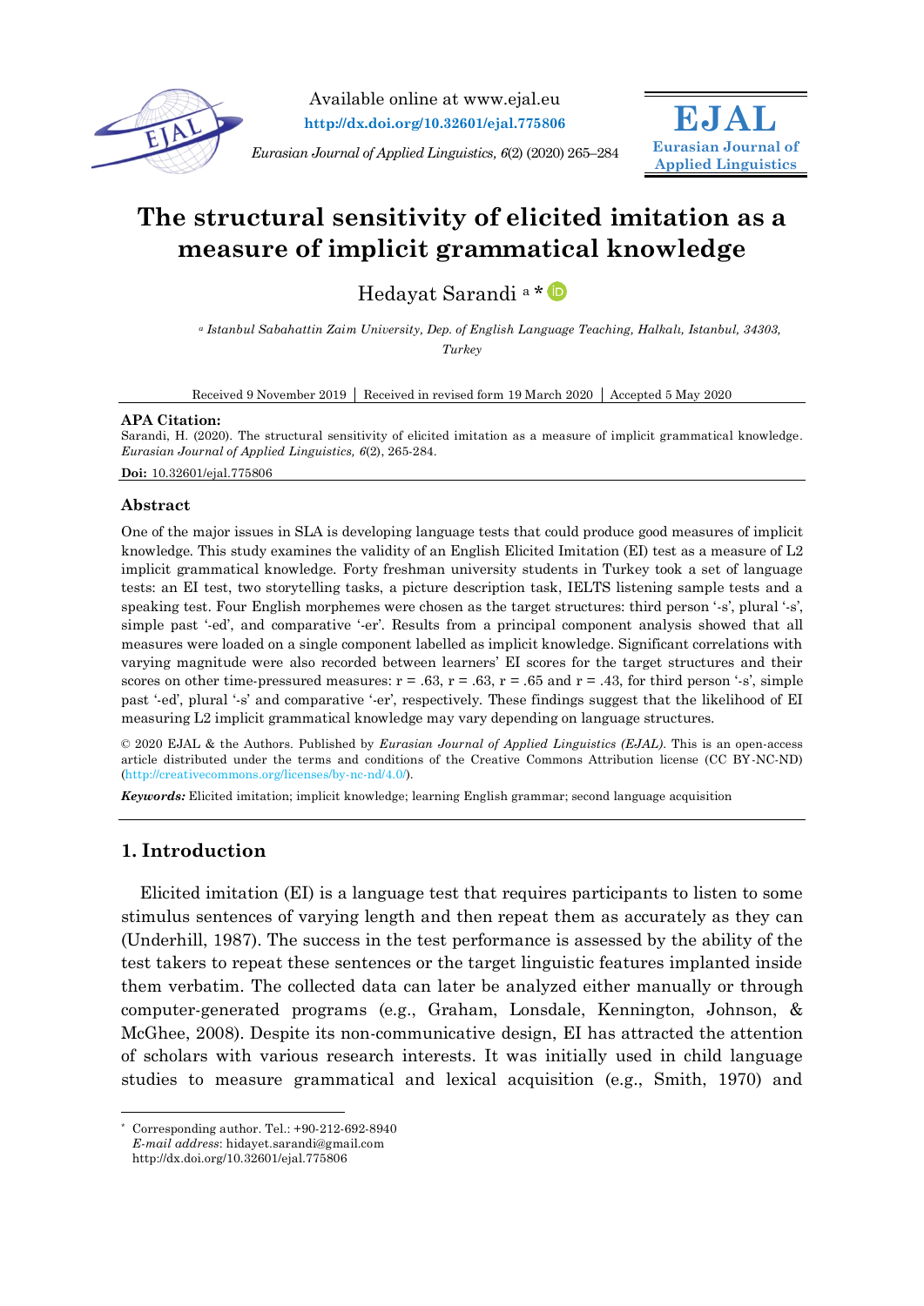Available online at www.ejal.eu

http://dx.doi.org/10.32601/ejal.775806

*Eurasian Journal of Applied Linguistics, 6*(2) (2020) 265–284

**EJAL**
**Eurasian Journal of Applied Linguistics**

# The structural sensitivity of elicited imitation as a measure of implicit grammatical knowledge

Hedayat Sarandi [a] *

[a] *Istanbul Sabahattin Zaim University, Dep. of English Language Teaching, Halkalı, Istanbul, 34303, Turkey*

Received 9 November 2019 | Received in revised form 19 March 2020 | Accepted 5 May 2020

**APA Citation:**
Sarandi, H. (2020). The structural sensitivity of elicited imitation as a measure of implicit grammatical knowledge. *Eurasian Journal of Applied Linguistics, 6*(2), 265-284.

**Doi:** 10.32601/ejal.775806

### Abstract

One of the major issues in SLA is developing language tests that could produce good measures of implicit knowledge. This study examines the validity of an English Elicited Imitation (EI) test as a measure of L2 implicit grammatical knowledge. Forty freshman university students in Turkey took a set of language tests: an EI test, two storytelling tasks, a picture description task, IELTS listening sample tests and a speaking test. Four English morphemes were chosen as the target structures: third person '-s', plural '-s', simple past '-ed', and comparative '-er'. Results from a principal component analysis showed that all measures were loaded on a single component labelled as implicit knowledge. Significant correlations with varying magnitude were also recorded between learners' EI scores for the target structures and their scores on other time-pressured measures: $r = .63$, $r = .63$, $r = .65$ and $r = .43$, for third person '-s', simple past '-ed', plural '-s' and comparative '-er', respectively. These findings suggest that the likelihood of EI measuring L2 implicit grammatical knowledge may vary depending on language structures.

© 2020 EJAL & the Authors. Published by *Eurasian Journal of Applied Linguistics (EJAL)*. This is an open-access article distributed under the terms and conditions of the Creative Commons Attribution license (CC BY-NC-ND) (http://creativecommons.org/licenses/by-nc-nd/4.0/).

***Keywords:*** Elicited imitation; implicit knowledge; learning English grammar; second language acquisition

## 1. Introduction

Elicited imitation (EI) is a language test that requires participants to listen to some stimulus sentences of varying length and then repeat them as accurately as they can (Underhill, 1987). The success in the test performance is assessed by the ability of the test takers to repeat these sentences or the target linguistic features implanted inside them verbatim. The collected data can later be analyzed either manually or through computer-generated programs (e.g., Graham, Lonsdale, Kennington, Johnson, & McGhee, 2008). Despite its non-communicative design, EI has attracted the attention of scholars with various research interests. It was initially used in child language studies to measure grammatical and lexical acquisition (e.g., Smith, 1970) and

---

* Corresponding author. Tel.: +90-212-692-8940
*E-mail address*: hidayet.sarandi@gmail.com
http://dx.doi.org/10.32601/ejal.775806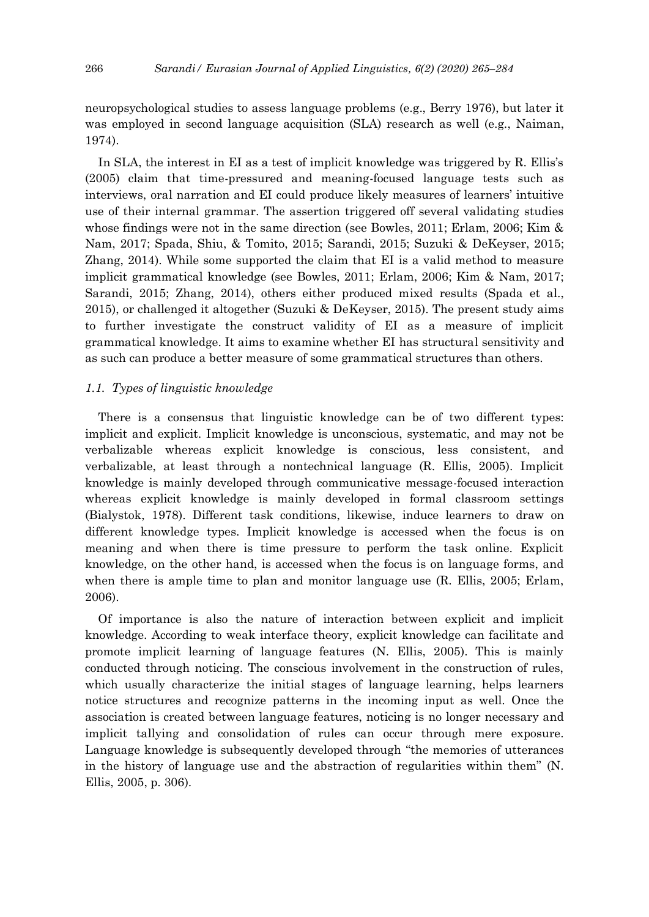neuropsychological studies to assess language problems (e.g., Berry 1976), but later it was employed in second language acquisition (SLA) research as well (e.g., Naiman, 1974).

In SLA, the interest in EI as a test of implicit knowledge was triggered by R. Ellis's (2005) claim that time-pressured and meaning-focused language tests such as interviews, oral narration and EI could produce likely measures of learners' intuitive use of their internal grammar. The assertion triggered off several validating studies whose findings were not in the same direction (see Bowles, 2011; Erlam, 2006; Kim & Nam, 2017; Spada, Shiu, & Tomito, 2015; Sarandi, 2015; Suzuki & DeKeyser, 2015; Zhang, 2014). While some supported the claim that EI is a valid method to measure implicit grammatical knowledge (see Bowles, 2011; Erlam, 2006; Kim & Nam, 2017; Sarandi, 2015; Zhang, 2014), others either produced mixed results (Spada et al., 2015), or challenged it altogether (Suzuki & DeKeyser, 2015). The present study aims to further investigate the construct validity of EI as a measure of implicit grammatical knowledge. It aims to examine whether EI has structural sensitivity and as such can produce a better measure of some grammatical structures than others.

### *1.1. Types of linguistic knowledge*

There is a consensus that linguistic knowledge can be of two different types: implicit and explicit. Implicit knowledge is unconscious, systematic, and may not be verbalizable whereas explicit knowledge is conscious, less consistent, and verbalizable, at least through a nontechnical language (R. Ellis, 2005). Implicit knowledge is mainly developed through communicative message-focused interaction whereas explicit knowledge is mainly developed in formal classroom settings (Bialystok, 1978). Different task conditions, likewise, induce learners to draw on different knowledge types. Implicit knowledge is accessed when the focus is on meaning and when there is time pressure to perform the task online. Explicit knowledge, on the other hand, is accessed when the focus is on language forms, and when there is ample time to plan and monitor language use (R. Ellis, 2005; Erlam, 2006).

Of importance is also the nature of interaction between explicit and implicit knowledge. According to weak interface theory, explicit knowledge can facilitate and promote implicit learning of language features (N. Ellis, 2005). This is mainly conducted through noticing. The conscious involvement in the construction of rules, which usually characterize the initial stages of language learning, helps learners notice structures and recognize patterns in the incoming input as well. Once the association is created between language features, noticing is no longer necessary and implicit tallying and consolidation of rules can occur through mere exposure. Language knowledge is subsequently developed through "the memories of utterances in the history of language use and the abstraction of regularities within them" (N. Ellis, 2005, p. 306).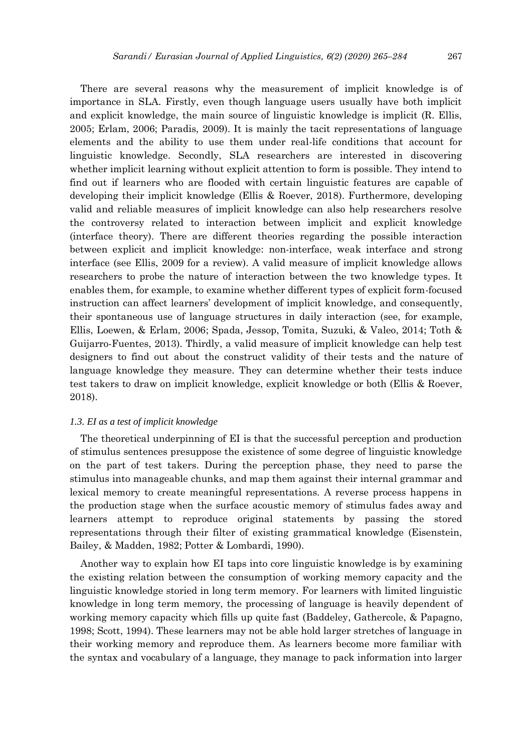There are several reasons why the measurement of implicit knowledge is of importance in SLA. Firstly, even though language users usually have both implicit and explicit knowledge, the main source of linguistic knowledge is implicit (R. Ellis, 2005; Erlam, 2006; Paradis, 2009). It is mainly the tacit representations of language elements and the ability to use them under real-life conditions that account for linguistic knowledge. Secondly, SLA researchers are interested in discovering whether implicit learning without explicit attention to form is possible. They intend to find out if learners who are flooded with certain linguistic features are capable of developing their implicit knowledge (Ellis & Roever, 2018). Furthermore, developing valid and reliable measures of implicit knowledge can also help researchers resolve the controversy related to interaction between implicit and explicit knowledge (interface theory). There are different theories regarding the possible interaction between explicit and implicit knowledge: non-interface, weak interface and strong interface (see Ellis, 2009 for a review). A valid measure of implicit knowledge allows researchers to probe the nature of interaction between the two knowledge types. It enables them, for example, to examine whether different types of explicit form-focused instruction can affect learners' development of implicit knowledge, and consequently, their spontaneous use of language structures in daily interaction (see, for example, Ellis, Loewen, & Erlam, 2006; Spada, Jessop, Tomita, Suzuki, & Valeo, 2014; Toth & Guijarro-Fuentes, 2013). Thirdly, a valid measure of implicit knowledge can help test designers to find out about the construct validity of their tests and the nature of language knowledge they measure. They can determine whether their tests induce test takers to draw on implicit knowledge, explicit knowledge or both (Ellis & Roever, 2018).

### *1.3. EI as a test of implicit knowledge*

The theoretical underpinning of EI is that the successful perception and production of stimulus sentences presuppose the existence of some degree of linguistic knowledge on the part of test takers. During the perception phase, they need to parse the stimulus into manageable chunks, and map them against their internal grammar and lexical memory to create meaningful representations. A reverse process happens in the production stage when the surface acoustic memory of stimulus fades away and learners attempt to reproduce original statements by passing the stored representations through their filter of existing grammatical knowledge (Eisenstein, Bailey, & Madden, 1982; Potter & Lombardi, 1990).

Another way to explain how EI taps into core linguistic knowledge is by examining the existing relation between the consumption of working memory capacity and the linguistic knowledge storied in long term memory. For learners with limited linguistic knowledge in long term memory, the processing of language is heavily dependent of working memory capacity which fills up quite fast (Baddeley, Gathercole, & Papagno, 1998; Scott, 1994). These learners may not be able hold larger stretches of language in their working memory and reproduce them. As learners become more familiar with the syntax and vocabulary of a language, they manage to pack information into larger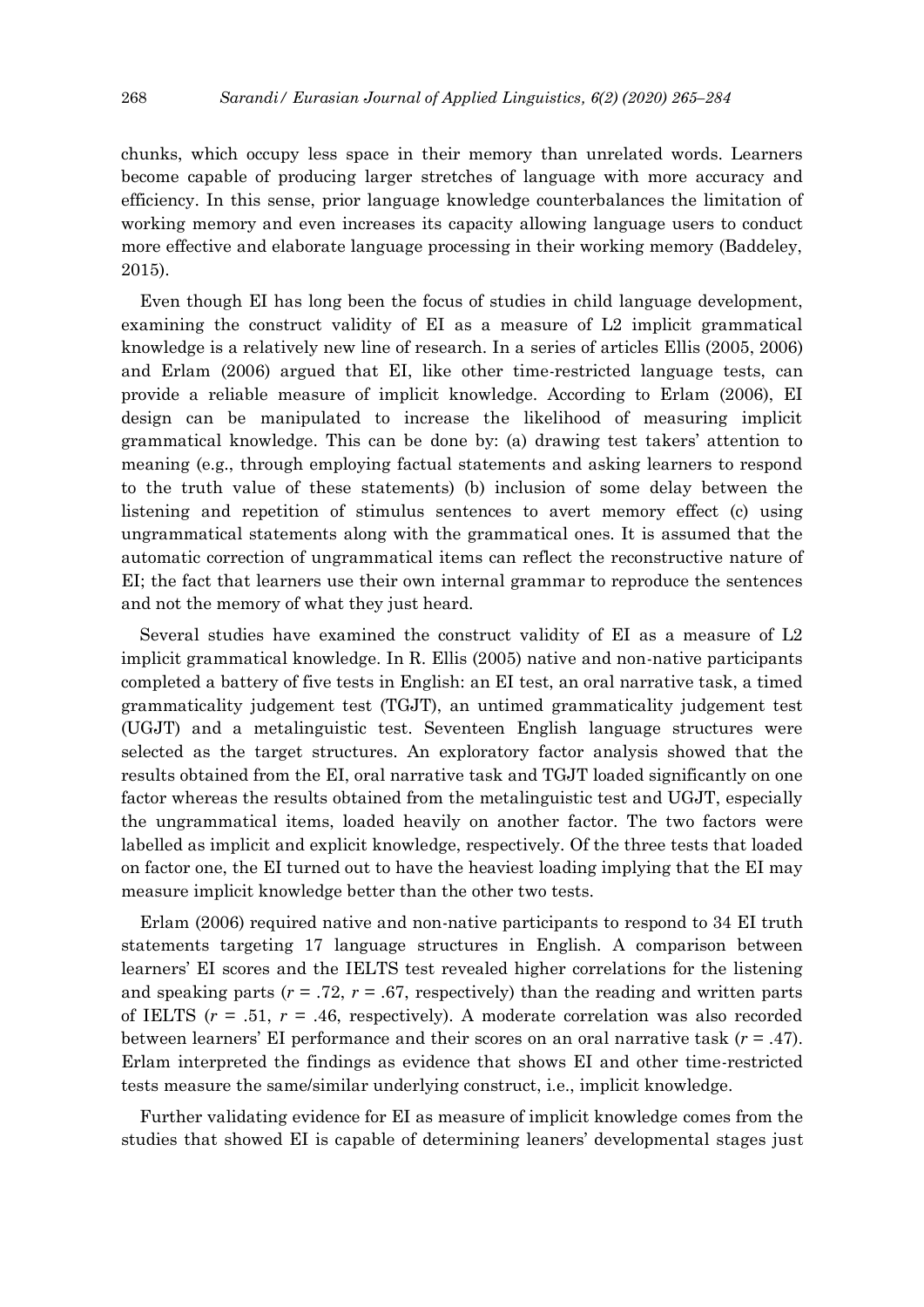chunks, which occupy less space in their memory than unrelated words. Learners become capable of producing larger stretches of language with more accuracy and efficiency. In this sense, prior language knowledge counterbalances the limitation of working memory and even increases its capacity allowing language users to conduct more effective and elaborate language processing in their working memory (Baddeley, 2015).

Even though EI has long been the focus of studies in child language development, examining the construct validity of EI as a measure of L2 implicit grammatical knowledge is a relatively new line of research. In a series of articles Ellis (2005, 2006) and Erlam (2006) argued that EI, like other time-restricted language tests, can provide a reliable measure of implicit knowledge. According to Erlam (2006), EI design can be manipulated to increase the likelihood of measuring implicit grammatical knowledge. This can be done by: (a) drawing test takers' attention to meaning (e.g., through employing factual statements and asking learners to respond to the truth value of these statements) (b) inclusion of some delay between the listening and repetition of stimulus sentences to avert memory effect (c) using ungrammatical statements along with the grammatical ones. It is assumed that the automatic correction of ungrammatical items can reflect the reconstructive nature of EI; the fact that learners use their own internal grammar to reproduce the sentences and not the memory of what they just heard.

Several studies have examined the construct validity of EI as a measure of L2 implicit grammatical knowledge. In R. Ellis (2005) native and non-native participants completed a battery of five tests in English: an EI test, an oral narrative task, a timed grammaticality judgement test (TGJT), an untimed grammaticality judgement test (UGJT) and a metalinguistic test. Seventeen English language structures were selected as the target structures. An exploratory factor analysis showed that the results obtained from the EI, oral narrative task and TGJT loaded significantly on one factor whereas the results obtained from the metalinguistic test and UGJT, especially the ungrammatical items, loaded heavily on another factor. The two factors were labelled as implicit and explicit knowledge, respectively. Of the three tests that loaded on factor one, the EI turned out to have the heaviest loading implying that the EI may measure implicit knowledge better than the other two tests.

Erlam (2006) required native and non-native participants to respond to 34 EI truth statements targeting 17 language structures in English. A comparison between learners' EI scores and the IELTS test revealed higher correlations for the listening and speaking parts ($r = .72$, $r = .67$, respectively) than the reading and written parts of IELTS ($r = .51$, $r = .46$, respectively). A moderate correlation was also recorded between learners' EI performance and their scores on an oral narrative task ($r = .47$). Erlam interpreted the findings as evidence that shows EI and other time-restricted tests measure the same/similar underlying construct, i.e., implicit knowledge.

Further validating evidence for EI as measure of implicit knowledge comes from the studies that showed EI is capable of determining leaners' developmental stages just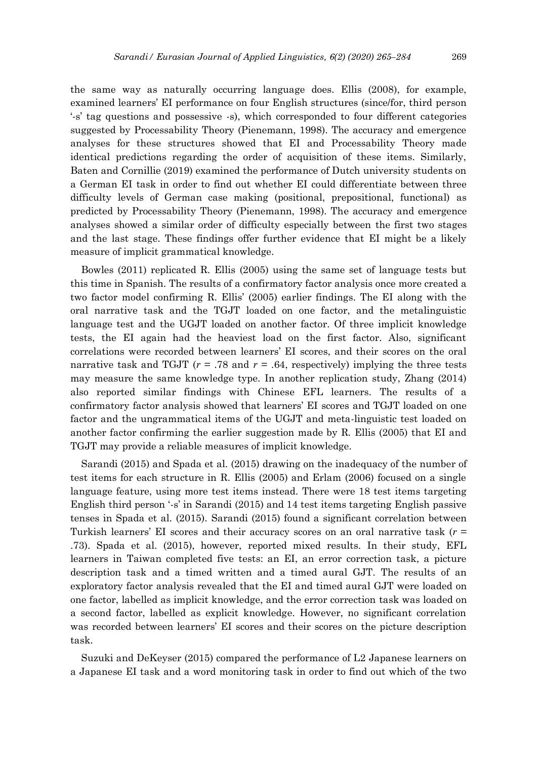the same way as naturally occurring language does. Ellis (2008), for example, examined learners' EI performance on four English structures (since/for, third person '-s' tag questions and possessive -s), which corresponded to four different categories suggested by Processability Theory (Pienemann, 1998). The accuracy and emergence analyses for these structures showed that EI and Processability Theory made identical predictions regarding the order of acquisition of these items. Similarly, Baten and Cornillie (2019) examined the performance of Dutch university students on a German EI task in order to find out whether EI could differentiate between three difficulty levels of German case making (positional, prepositional, functional) as predicted by Processability Theory (Pienemann, 1998). The accuracy and emergence analyses showed a similar order of difficulty especially between the first two stages and the last stage. These findings offer further evidence that EI might be a likely measure of implicit grammatical knowledge.

Bowles (2011) replicated R. Ellis (2005) using the same set of language tests but this time in Spanish. The results of a confirmatory factor analysis once more created a two factor model confirming R. Ellis' (2005) earlier findings. The EI along with the oral narrative task and the TGJT loaded on one factor, and the metalinguistic language test and the UGJT loaded on another factor. Of three implicit knowledge tests, the EI again had the heaviest load on the first factor. Also, significant correlations were recorded between learners' EI scores, and their scores on the oral narrative task and TGJT ($r$ = .78 and $r$ = .64, respectively) implying the three tests may measure the same knowledge type. In another replication study, Zhang (2014) also reported similar findings with Chinese EFL learners. The results of a confirmatory factor analysis showed that learners' EI scores and TGJT loaded on one factor and the ungrammatical items of the UGJT and meta-linguistic test loaded on another factor confirming the earlier suggestion made by R. Ellis (2005) that EI and TGJT may provide a reliable measures of implicit knowledge.

Sarandi (2015) and Spada et al. (2015) drawing on the inadequacy of the number of test items for each structure in R. Ellis (2005) and Erlam (2006) focused on a single language feature, using more test items instead. There were 18 test items targeting English third person '-s' in Sarandi (2015) and 14 test items targeting English passive tenses in Spada et al. (2015). Sarandi (2015) found a significant correlation between Turkish learners' EI scores and their accuracy scores on an oral narrative task ($r$ = .73). Spada et al. (2015), however, reported mixed results. In their study, EFL learners in Taiwan completed five tests: an EI, an error correction task, a picture description task and a timed written and a timed aural GJT. The results of an exploratory factor analysis revealed that the EI and timed aural GJT were loaded on one factor, labelled as implicit knowledge, and the error correction task was loaded on a second factor, labelled as explicit knowledge. However, no significant correlation was recorded between learners' EI scores and their scores on the picture description task.

Suzuki and DeKeyser (2015) compared the performance of L2 Japanese learners on a Japanese EI task and a word monitoring task in order to find out which of the two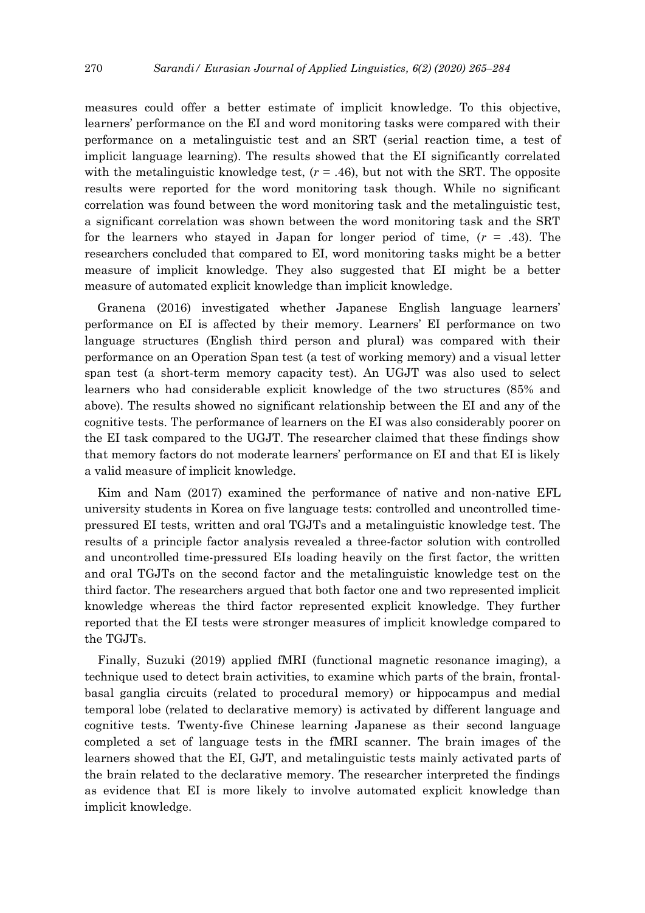measures could offer a better estimate of implicit knowledge. To this objective, learners' performance on the EI and word monitoring tasks were compared with their performance on a metalinguistic test and an SRT (serial reaction time, a test of implicit language learning). The results showed that the EI significantly correlated with the metalinguistic knowledge test, ($r$ = .46), but not with the SRT. The opposite results were reported for the word monitoring task though. While no significant correlation was found between the word monitoring task and the metalinguistic test, a significant correlation was shown between the word monitoring task and the SRT for the learners who stayed in Japan for longer period of time, ($r$ = .43). The researchers concluded that compared to EI, word monitoring tasks might be a better measure of implicit knowledge. They also suggested that EI might be a better measure of automated explicit knowledge than implicit knowledge.

Granena (2016) investigated whether Japanese English language learners' performance on EI is affected by their memory. Learners' EI performance on two language structures (English third person and plural) was compared with their performance on an Operation Span test (a test of working memory) and a visual letter span test (a short-term memory capacity test). An UGJT was also used to select learners who had considerable explicit knowledge of the two structures (85% and above). The results showed no significant relationship between the EI and any of the cognitive tests. The performance of learners on the EI was also considerably poorer on the EI task compared to the UGJT. The researcher claimed that these findings show that memory factors do not moderate learners' performance on EI and that EI is likely a valid measure of implicit knowledge.

Kim and Nam (2017) examined the performance of native and non-native EFL university students in Korea on five language tests: controlled and uncontrolled time-pressured EI tests, written and oral TGJTs and a metalinguistic knowledge test. The results of a principle factor analysis revealed a three-factor solution with controlled and uncontrolled time-pressured EIs loading heavily on the first factor, the written and oral TGJTs on the second factor and the metalinguistic knowledge test on the third factor. The researchers argued that both factor one and two represented implicit knowledge whereas the third factor represented explicit knowledge. They further reported that the EI tests were stronger measures of implicit knowledge compared to the TGJTs.

Finally, Suzuki (2019) applied fMRI (functional magnetic resonance imaging), a technique used to detect brain activities, to examine which parts of the brain, frontal-basal ganglia circuits (related to procedural memory) or hippocampus and medial temporal lobe (related to declarative memory) is activated by different language and cognitive tests. Twenty-five Chinese learning Japanese as their second language completed a set of language tests in the fMRI scanner. The brain images of the learners showed that the EI, GJT, and metalinguistic tests mainly activated parts of the brain related to the declarative memory. The researcher interpreted the findings as evidence that EI is more likely to involve automated explicit knowledge than implicit knowledge.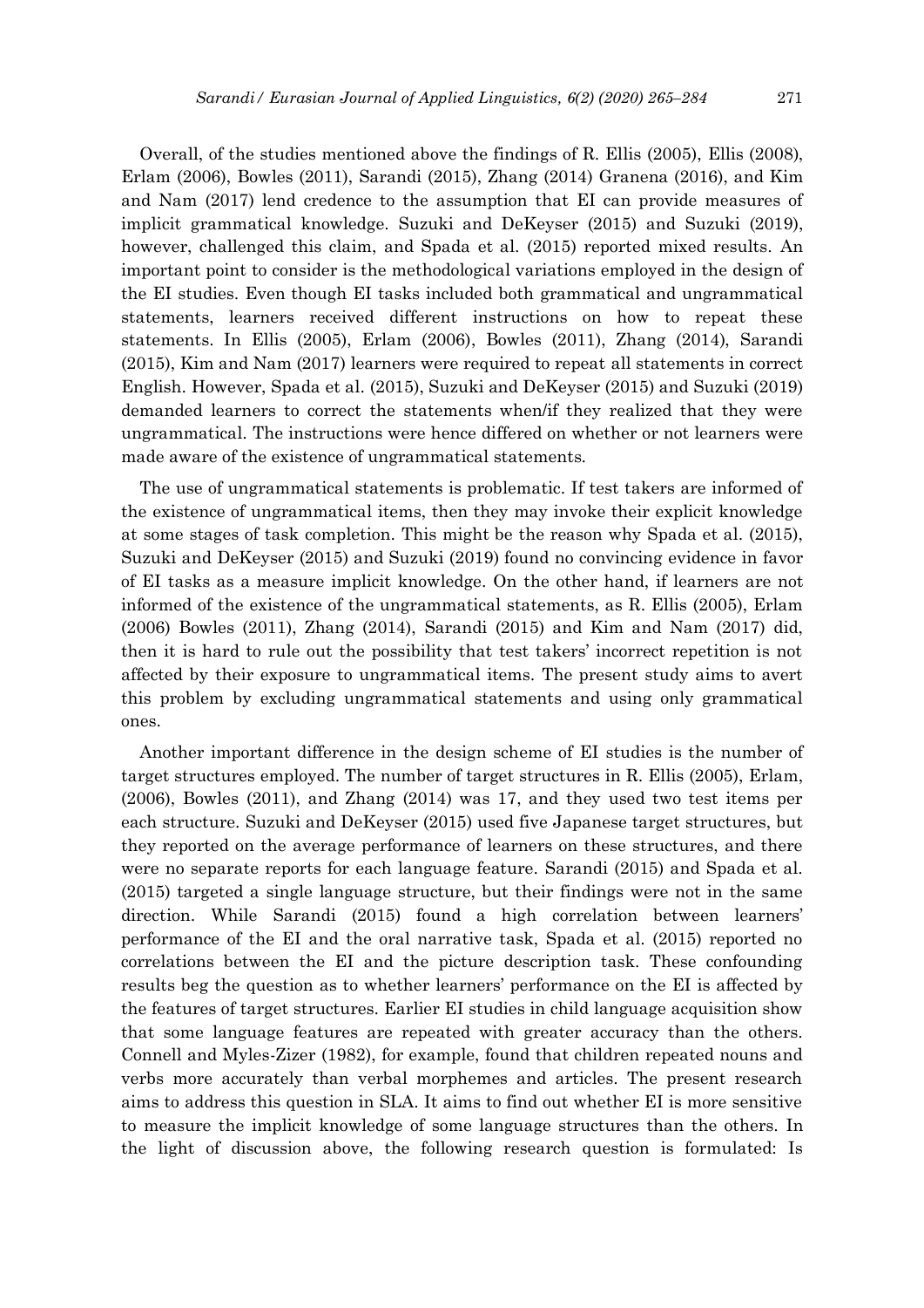Overall, of the studies mentioned above the findings of R. Ellis (2005), Ellis (2008), Erlam (2006), Bowles (2011), Sarandi (2015), Zhang (2014) Granena (2016), and Kim and Nam (2017) lend credence to the assumption that EI can provide measures of implicit grammatical knowledge. Suzuki and DeKeyser (2015) and Suzuki (2019), however, challenged this claim, and Spada et al. (2015) reported mixed results. An important point to consider is the methodological variations employed in the design of the EI studies. Even though EI tasks included both grammatical and ungrammatical statements, learners received different instructions on how to repeat these statements. In Ellis (2005), Erlam (2006), Bowles (2011), Zhang (2014), Sarandi (2015), Kim and Nam (2017) learners were required to repeat all statements in correct English. However, Spada et al. (2015), Suzuki and DeKeyser (2015) and Suzuki (2019) demanded learners to correct the statements when/if they realized that they were ungrammatical. The instructions were hence differed on whether or not learners were made aware of the existence of ungrammatical statements.

The use of ungrammatical statements is problematic. If test takers are informed of the existence of ungrammatical items, then they may invoke their explicit knowledge at some stages of task completion. This might be the reason why Spada et al. (2015), Suzuki and DeKeyser (2015) and Suzuki (2019) found no convincing evidence in favor of EI tasks as a measure implicit knowledge. On the other hand, if learners are not informed of the existence of the ungrammatical statements, as R. Ellis (2005), Erlam (2006) Bowles (2011), Zhang (2014), Sarandi (2015) and Kim and Nam (2017) did, then it is hard to rule out the possibility that test takers' incorrect repetition is not affected by their exposure to ungrammatical items. The present study aims to avert this problem by excluding ungrammatical statements and using only grammatical ones.

Another important difference in the design scheme of EI studies is the number of target structures employed. The number of target structures in R. Ellis (2005), Erlam, (2006), Bowles (2011), and Zhang (2014) was 17, and they used two test items per each structure. Suzuki and DeKeyser (2015) used five Japanese target structures, but they reported on the average performance of learners on these structures, and there were no separate reports for each language feature. Sarandi (2015) and Spada et al. (2015) targeted a single language structure, but their findings were not in the same direction. While Sarandi (2015) found a high correlation between learners' performance of the EI and the oral narrative task, Spada et al. (2015) reported no correlations between the EI and the picture description task. These confounding results beg the question as to whether learners' performance on the EI is affected by the features of target structures. Earlier EI studies in child language acquisition show that some language features are repeated with greater accuracy than the others. Connell and Myles-Zizer (1982), for example, found that children repeated nouns and verbs more accurately than verbal morphemes and articles. The present research aims to address this question in SLA. It aims to find out whether EI is more sensitive to measure the implicit knowledge of some language structures than the others. In the light of discussion above, the following research question is formulated: Is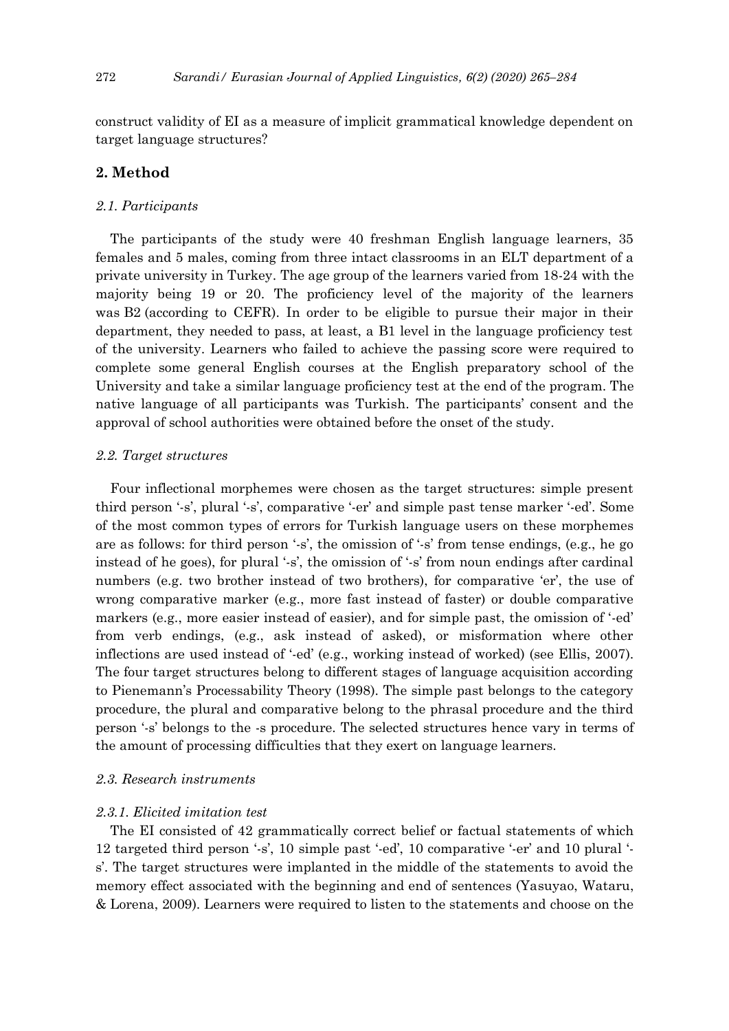construct validity of EI as a measure of implicit grammatical knowledge dependent on target language structures?

## 2. Method

### *2.1. Participants*

The participants of the study were 40 freshman English language learners, 35 females and 5 males, coming from three intact classrooms in an ELT department of a private university in Turkey. The age group of the learners varied from 18-24 with the majority being 19 or 20. The proficiency level of the majority of the learners was B2 (according to CEFR). In order to be eligible to pursue their major in their department, they needed to pass, at least, a B1 level in the language proficiency test of the university. Learners who failed to achieve the passing score were required to complete some general English courses at the English preparatory school of the University and take a similar language proficiency test at the end of the program. The native language of all participants was Turkish. The participants' consent and the approval of school authorities were obtained before the onset of the study.

### *2.2. Target structures*

Four inflectional morphemes were chosen as the target structures: simple present third person '-s', plural '-s', comparative '-er' and simple past tense marker '-ed'. Some of the most common types of errors for Turkish language users on these morphemes are as follows: for third person '-s', the omission of '-s' from tense endings, (e.g., he go instead of he goes), for plural '-s', the omission of '-s' from noun endings after cardinal numbers (e.g. two brother instead of two brothers), for comparative 'er', the use of wrong comparative marker (e.g., more fast instead of faster) or double comparative markers (e.g., more easier instead of easier), and for simple past, the omission of '-ed' from verb endings, (e.g., ask instead of asked), or misformation where other inflections are used instead of '-ed' (e.g., working instead of worked) (see Ellis, 2007). The four target structures belong to different stages of language acquisition according to Pienemann's Processability Theory (1998). The simple past belongs to the category procedure, the plural and comparative belong to the phrasal procedure and the third person '-s' belongs to the -s procedure. The selected structures hence vary in terms of the amount of processing difficulties that they exert on language learners.

### *2.3. Research instruments*

#### *2.3.1. Elicited imitation test*

The EI consisted of 42 grammatically correct belief or factual statements of which 12 targeted third person '-s', 10 simple past '-ed', 10 comparative '-er' and 10 plural '-s'. The target structures were implanted in the middle of the statements to avoid the memory effect associated with the beginning and end of sentences (Yasuyao, Wataru, & Lorena, 2009). Learners were required to listen to the statements and choose on the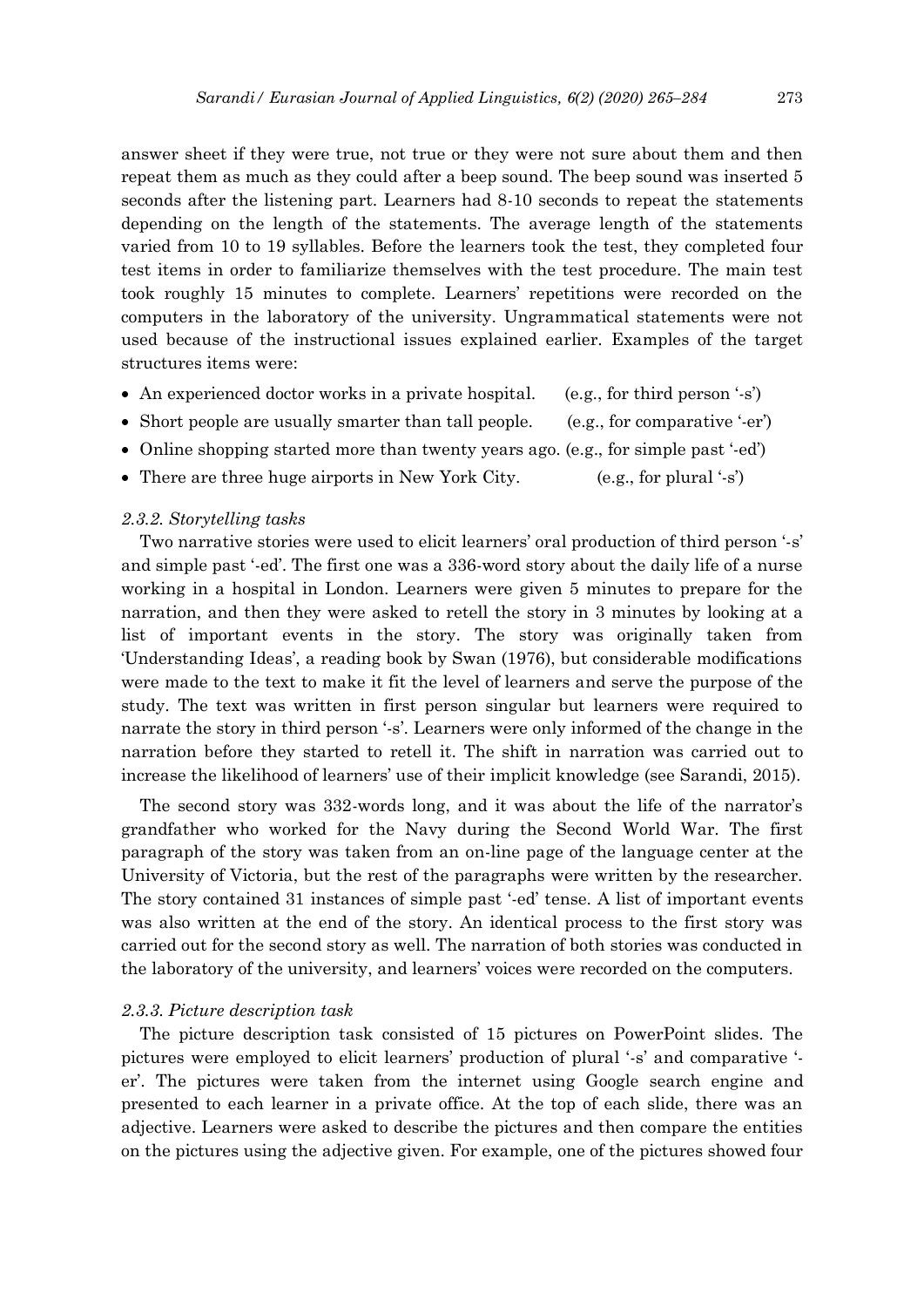answer sheet if they were true, not true or they were not sure about them and then repeat them as much as they could after a beep sound. The beep sound was inserted 5 seconds after the listening part. Learners had 8-10 seconds to repeat the statements depending on the length of the statements. The average length of the statements varied from 10 to 19 syllables. Before the learners took the test, they completed four test items in order to familiarize themselves with the test procedure. The main test took roughly 15 minutes to complete. Learners' repetitions were recorded on the computers in the laboratory of the university. Ungrammatical statements were not used because of the instructional issues explained earlier. Examples of the target structures items were:

- An experienced doctor works in a private hospital. (e.g., for third person '-s')
- Short people are usually smarter than tall people. (e.g., for comparative '-er')
- Online shopping started more than twenty years ago. (e.g., for simple past '-ed')
- There are three huge airports in New York City. (e.g., for plural '-s')

### *2.3.2. Storytelling tasks*

Two narrative stories were used to elicit learners' oral production of third person '-s' and simple past '-ed'. The first one was a 336-word story about the daily life of a nurse working in a hospital in London. Learners were given 5 minutes to prepare for the narration, and then they were asked to retell the story in 3 minutes by looking at a list of important events in the story. The story was originally taken from 'Understanding Ideas', a reading book by Swan (1976), but considerable modifications were made to the text to make it fit the level of learners and serve the purpose of the study. The text was written in first person singular but learners were required to narrate the story in third person '-s'. Learners were only informed of the change in the narration before they started to retell it. The shift in narration was carried out to increase the likelihood of learners' use of their implicit knowledge (see Sarandi, 2015).

The second story was 332-words long, and it was about the life of the narrator's grandfather who worked for the Navy during the Second World War. The first paragraph of the story was taken from an on-line page of the language center at the University of Victoria, but the rest of the paragraphs were written by the researcher. The story contained 31 instances of simple past '-ed' tense. A list of important events was also written at the end of the story. An identical process to the first story was carried out for the second story as well. The narration of both stories was conducted in the laboratory of the university, and learners' voices were recorded on the computers.

### *2.3.3. Picture description task*

The picture description task consisted of 15 pictures on PowerPoint slides. The pictures were employed to elicit learners' production of plural '-s' and comparative '-er'. The pictures were taken from the internet using Google search engine and presented to each learner in a private office. At the top of each slide, there was an adjective. Learners were asked to describe the pictures and then compare the entities on the pictures using the adjective given. For example, one of the pictures showed four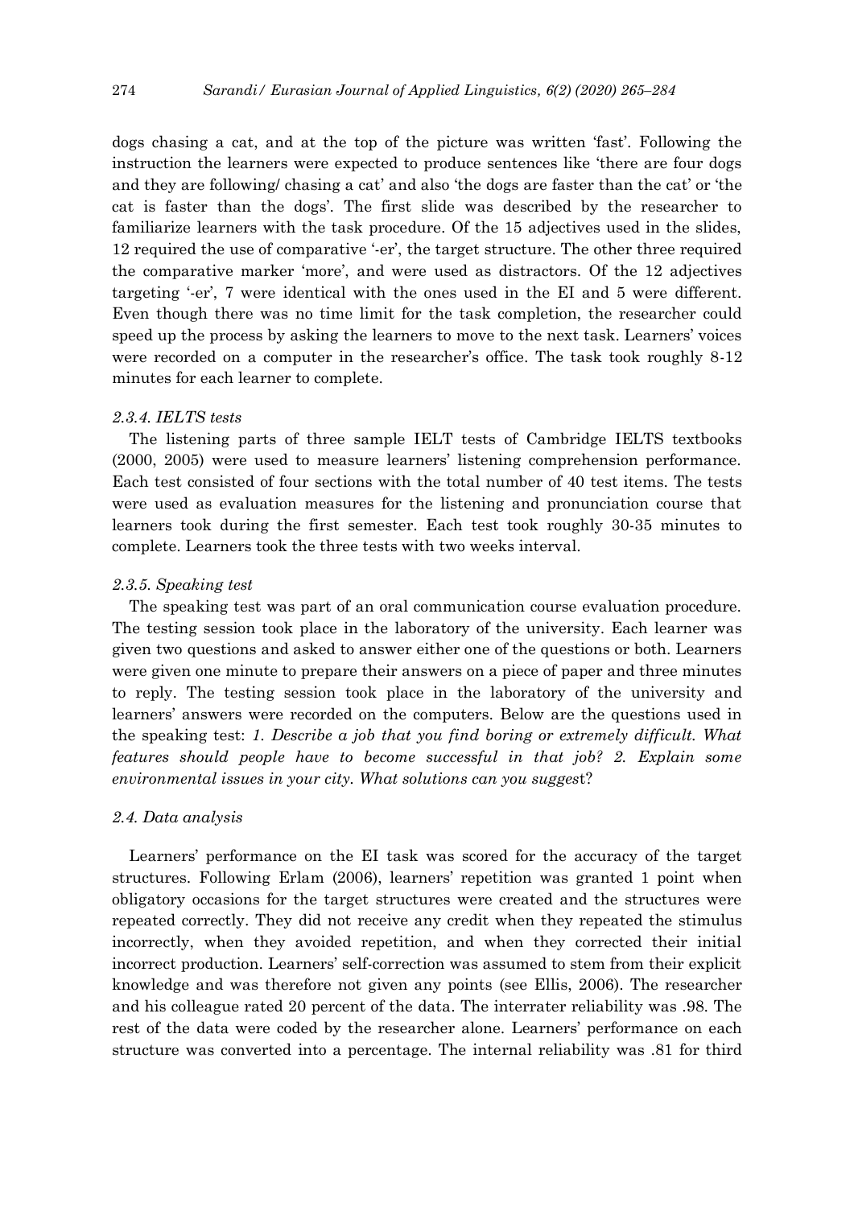dogs chasing a cat, and at the top of the picture was written 'fast'. Following the instruction the learners were expected to produce sentences like 'there are four dogs and they are following/ chasing a cat' and also 'the dogs are faster than the cat' or 'the cat is faster than the dogs'. The first slide was described by the researcher to familiarize learners with the task procedure. Of the 15 adjectives used in the slides, 12 required the use of comparative '-er', the target structure. The other three required the comparative marker 'more', and were used as distractors. Of the 12 adjectives targeting '-er', 7 were identical with the ones used in the EI and 5 were different. Even though there was no time limit for the task completion, the researcher could speed up the process by asking the learners to move to the next task. Learners' voices were recorded on a computer in the researcher's office. The task took roughly 8-12 minutes for each learner to complete.

#### *2.3.4. IELTS tests*

The listening parts of three sample IELT tests of Cambridge IELTS textbooks (2000, 2005) were used to measure learners' listening comprehension performance. Each test consisted of four sections with the total number of 40 test items. The tests were used as evaluation measures for the listening and pronunciation course that learners took during the first semester. Each test took roughly 30-35 minutes to complete. Learners took the three tests with two weeks interval.

#### *2.3.5. Speaking test*

The speaking test was part of an oral communication course evaluation procedure. The testing session took place in the laboratory of the university. Each learner was given two questions and asked to answer either one of the questions or both. Learners were given one minute to prepare their answers on a piece of paper and three minutes to reply. The testing session took place in the laboratory of the university and learners' answers were recorded on the computers. Below are the questions used in the speaking test: *1. Describe a job that you find boring or extremely difficult. What features should people have to become successful in that job? 2. Explain some environmental issues in your city. What solutions can you suggest*?

### *2.4. Data analysis*

Learners' performance on the EI task was scored for the accuracy of the target structures. Following Erlam (2006), learners' repetition was granted 1 point when obligatory occasions for the target structures were created and the structures were repeated correctly. They did not receive any credit when they repeated the stimulus incorrectly, when they avoided repetition, and when they corrected their initial incorrect production. Learners' self-correction was assumed to stem from their explicit knowledge and was therefore not given any points (see Ellis, 2006). The researcher and his colleague rated 20 percent of the data. The interrater reliability was .98. The rest of the data were coded by the researcher alone. Learners' performance on each structure was converted into a percentage. The internal reliability was .81 for third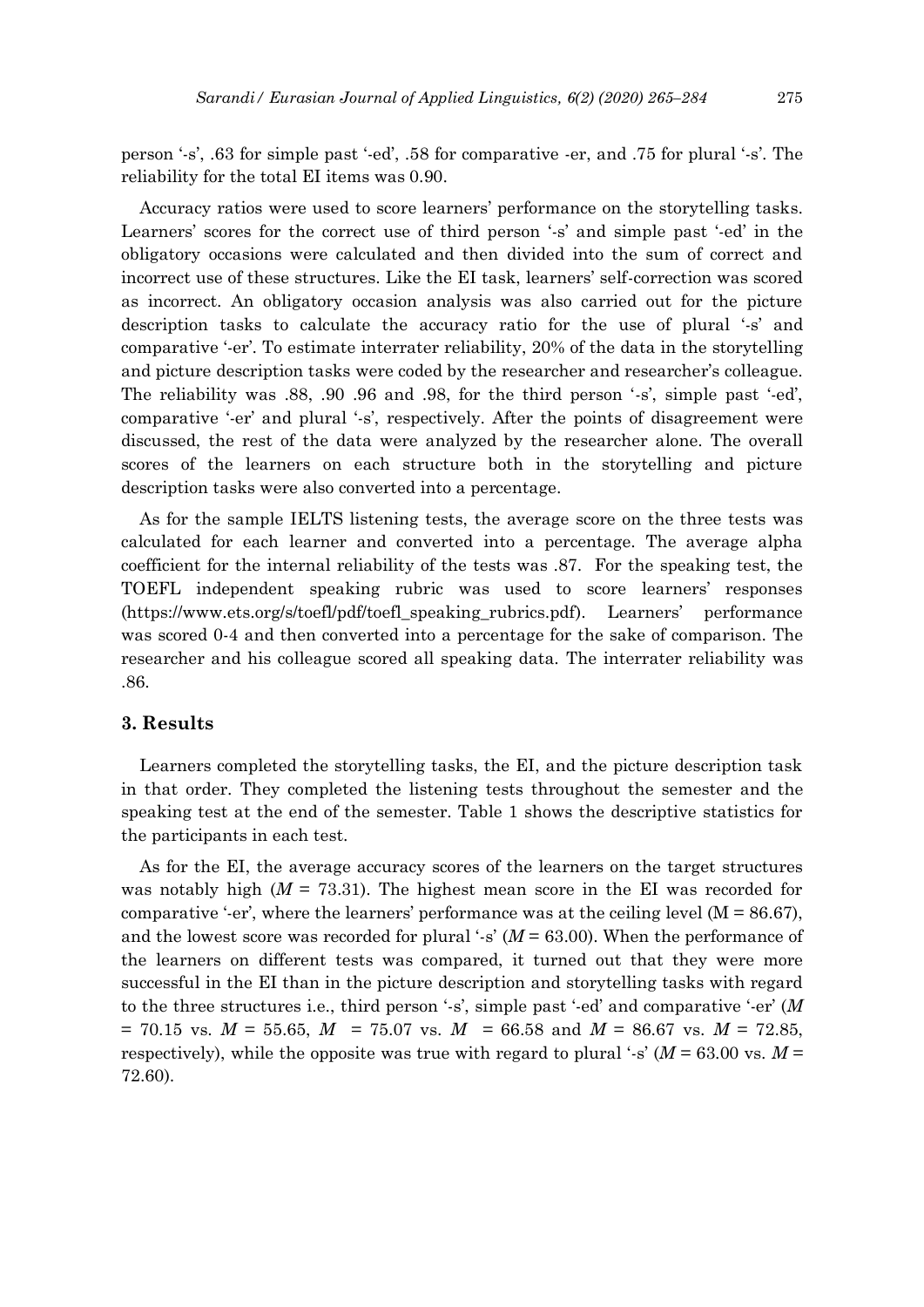person '-s', .63 for simple past '-ed', .58 for comparative -er, and .75 for plural '-s'. The reliability for the total EI items was 0.90.

Accuracy ratios were used to score learners' performance on the storytelling tasks. Learners' scores for the correct use of third person '-s' and simple past '-ed' in the obligatory occasions were calculated and then divided into the sum of correct and incorrect use of these structures. Like the EI task, learners' self-correction was scored as incorrect. An obligatory occasion analysis was also carried out for the picture description tasks to calculate the accuracy ratio for the use of plural '-s' and comparative '-er'. To estimate interrater reliability, 20% of the data in the storytelling and picture description tasks were coded by the researcher and researcher's colleague. The reliability was .88, .90 .96 and .98, for the third person '-s', simple past '-ed', comparative '-er' and plural '-s', respectively. After the points of disagreement were discussed, the rest of the data were analyzed by the researcher alone. The overall scores of the learners on each structure both in the storytelling and picture description tasks were also converted into a percentage.

As for the sample IELTS listening tests, the average score on the three tests was calculated for each learner and converted into a percentage. The average alpha coefficient for the internal reliability of the tests was .87. For the speaking test, the TOEFL independent speaking rubric was used to score learners' responses (https://www.ets.org/s/toefl/pdf/toefl_speaking_rubrics.pdf). Learners' performance was scored 0-4 and then converted into a percentage for the sake of comparison. The researcher and his colleague scored all speaking data. The interrater reliability was .86.

## 3. Results

Learners completed the storytelling tasks, the EI, and the picture description task in that order. They completed the listening tests throughout the semester and the speaking test at the end of the semester. Table 1 shows the descriptive statistics for the participants in each test.

As for the EI, the average accuracy scores of the learners on the target structures was notably high ($M$ = 73.31). The highest mean score in the EI was recorded for comparative '-er', where the learners' performance was at the ceiling level (M = 86.67), and the lowest score was recorded for plural '-s' ($M$ = 63.00). When the performance of the learners on different tests was compared, it turned out that they were more successful in the EI than in the picture description and storytelling tasks with regard to the three structures i.e., third person '-s', simple past '-ed' and comparative '-er' ($M$ = 70.15 vs. $M$ = 55.65, $M$ = 75.07 vs. $M$ = 66.58 and $M$ = 86.67 vs. $M$ = 72.85, respectively), while the opposite was true with regard to plural '-s' ($M$ = 63.00 vs. $M$ = 72.60).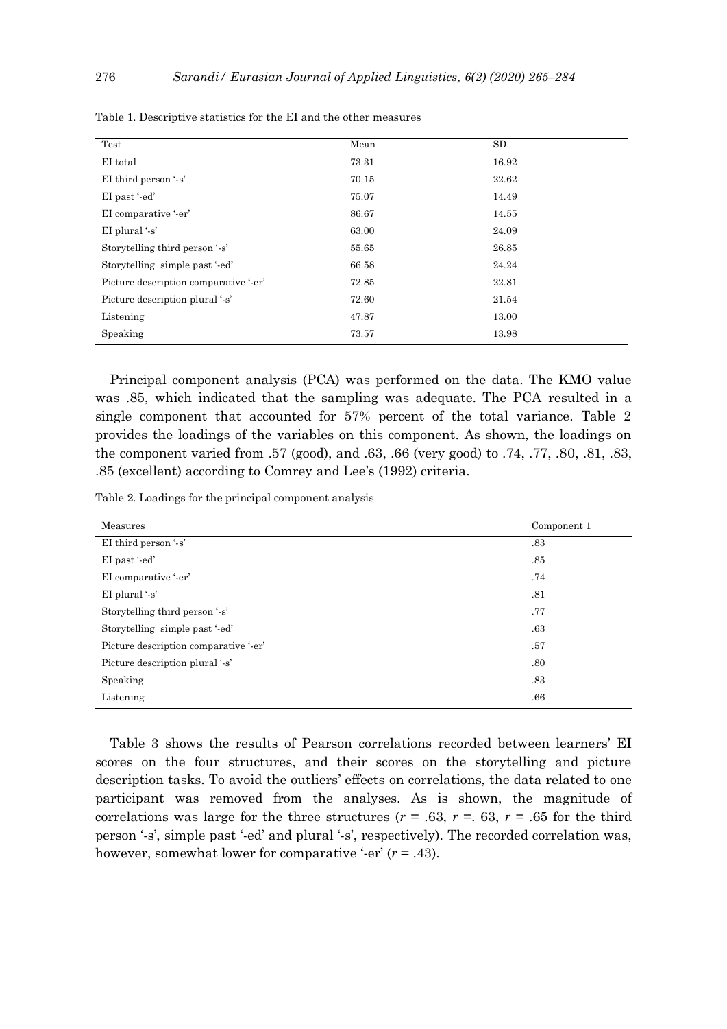Table 1. Descriptive statistics for the EI and the other measures

| Test | Mean | SD |
|---|---|---|
| EI total | 73.31 | 16.92 |
| EI third person '-s' | 70.15 | 22.62 |
| EI past '-ed' | 75.07 | 14.49 |
| EI comparative '-er' | 86.67 | 14.55 |
| EI plural '-s' | 63.00 | 24.09 |
| Storytelling third person '-s' | 55.65 | 26.85 |
| Storytelling simple past '-ed' | 66.58 | 24.24 |
| Picture description comparative '-er' | 72.85 | 22.81 |
| Picture description plural '-s' | 72.60 | 21.54 |
| Listening | 47.87 | 13.00 |
| Speaking | 73.57 | 13.98 |

Principal component analysis (PCA) was performed on the data. The KMO value was .85, which indicated that the sampling was adequate. The PCA resulted in a single component that accounted for 57% percent of the total variance. Table 2 provides the loadings of the variables on this component. As shown, the loadings on the component varied from .57 (good), and .63, .66 (very good) to .74, .77, .80, .81, .83, .85 (excellent) according to Comrey and Lee's (1992) criteria.

Table 2. Loadings for the principal component analysis

| Measures | Component 1 |
|---|---|
| EI third person '-s' | .83 |
| EI past '-ed' | .85 |
| EI comparative '-er' | .74 |
| EI plural '-s' | .81 |
| Storytelling third person '-s' | .77 |
| Storytelling simple past '-ed' | .63 |
| Picture description comparative '-er' | .57 |
| Picture description plural '-s' | .80 |
| Speaking | .83 |
| Listening | .66 |

Table 3 shows the results of Pearson correlations recorded between learners' EI scores on the four structures, and their scores on the storytelling and picture description tasks. To avoid the outliers' effects on correlations, the data related to one participant was removed from the analyses. As is shown, the magnitude of correlations was large for the three structures ($r$ = .63, $r$ =. 63, $r$ = .65 for the third person '-s', simple past '-ed' and plural '-s', respectively). The recorded correlation was, however, somewhat lower for comparative '-er' ($r$ = .43).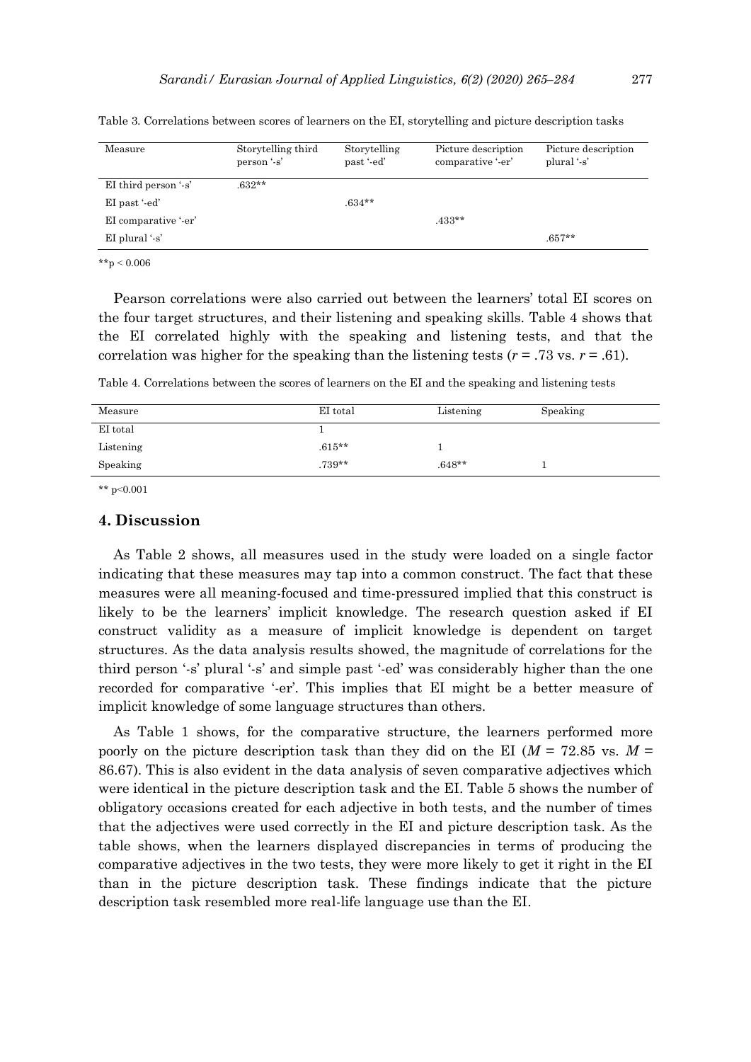Table 3. Correlations between scores of learners on the EI, storytelling and picture description tasks

| Measure | Storytelling third person '-s' | Storytelling past '-ed' | Picture description comparative '-er' | Picture description plural '-s' |
|---|---|---|---|---|
| EI third person '-s' | .632** | | | |
| EI past '-ed' | | .634** | | |
| EI comparative '-er' | | | .433** | |
| EI plural '-s' | | | | .657** |

**p < 0.006

Pearson correlations were also carried out between the learners' total EI scores on the four target structures, and their listening and speaking skills. Table 4 shows that the EI correlated highly with the speaking and listening tests, and that the correlation was higher for the speaking than the listening tests ($r$ = .73 vs. $r$ = .61).

Table 4. Correlations between the scores of learners on the EI and the speaking and listening tests

| Measure | EI total | Listening | Speaking |
|---|---|---|---|
| EI total | 1 | | |
| Listening | .615** | 1 | |
| Speaking | .739** | .648** | 1 |

** p<0.001

## 4. Discussion

As Table 2 shows, all measures used in the study were loaded on a single factor indicating that these measures may tap into a common construct. The fact that these measures were all meaning-focused and time-pressured implied that this construct is likely to be the learners' implicit knowledge. The research question asked if EI construct validity as a measure of implicit knowledge is dependent on target structures. As the data analysis results showed, the magnitude of correlations for the third person '-s' plural '-s' and simple past '-ed' was considerably higher than the one recorded for comparative '-er'. This implies that EI might be a better measure of implicit knowledge of some language structures than others.

As Table 1 shows, for the comparative structure, the learners performed more poorly on the picture description task than they did on the EI ($M$ = 72.85 vs. $M$ = 86.67). This is also evident in the data analysis of seven comparative adjectives which were identical in the picture description task and the EI. Table 5 shows the number of obligatory occasions created for each adjective in both tests, and the number of times that the adjectives were used correctly in the EI and picture description task. As the table shows, when the learners displayed discrepancies in terms of producing the comparative adjectives in the two tests, they were more likely to get it right in the EI than in the picture description task. These findings indicate that the picture description task resembled more real-life language use than the EI.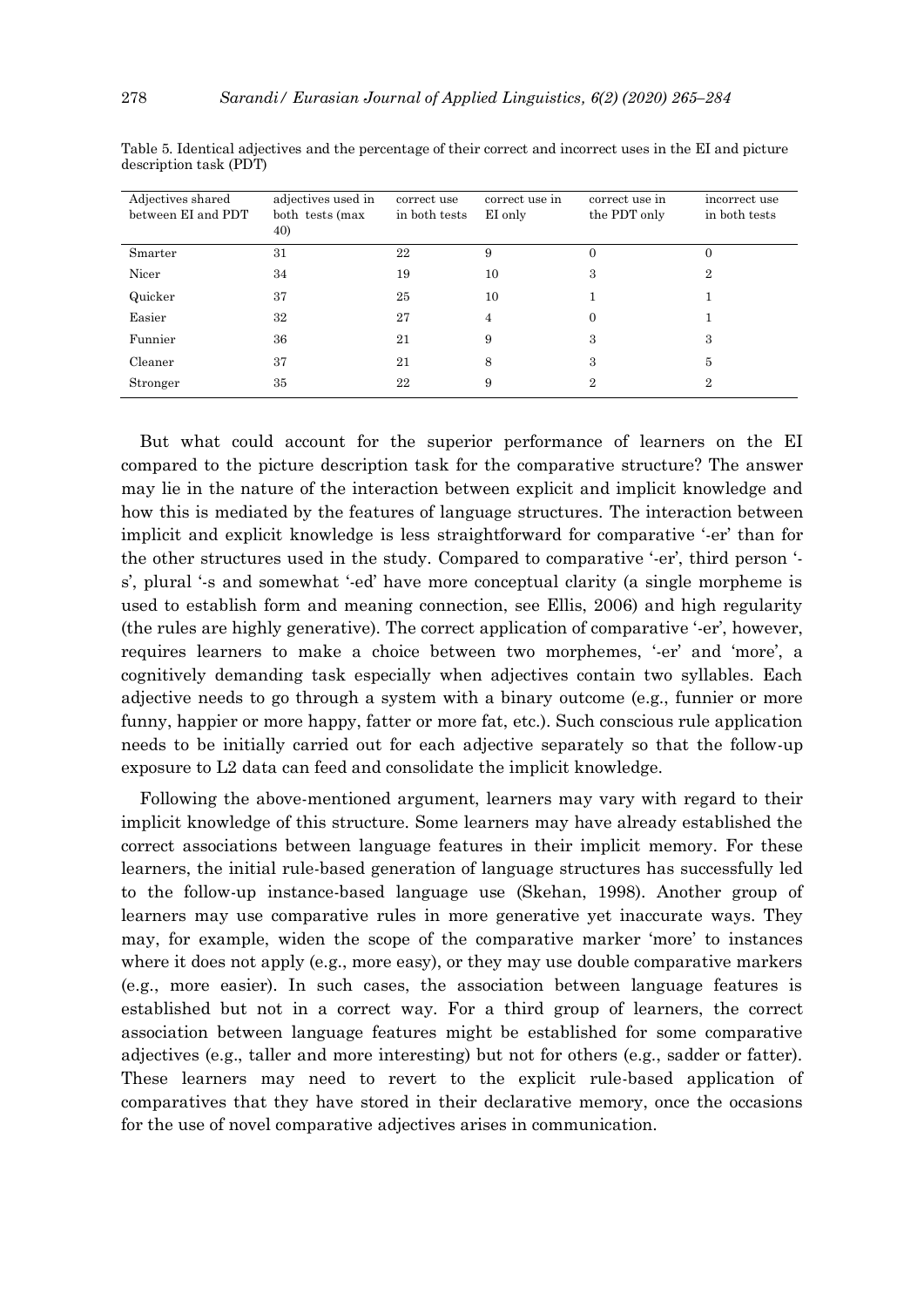Table 5. Identical adjectives and the percentage of their correct and incorrect uses in the EI and picture description task (PDT)

| Adjectives shared between EI and PDT | adjectives used in both tests (max 40) | correct use in both tests | correct use in EI only | correct use in the PDT only | incorrect use in both tests |
|---|---|---|---|---|---|
| Smarter | 31 | 22 | 9 | 0 | 0 |
| Nicer | 34 | 19 | 10 | 3 | 2 |
| Quicker | 37 | 25 | 10 | 1 | 1 |
| Easier | 32 | 27 | 4 | 0 | 1 |
| Funnier | 36 | 21 | 9 | 3 | 3 |
| Cleaner | 37 | 21 | 8 | 3 | 5 |
| Stronger | 35 | 22 | 9 | 2 | 2 |

But what could account for the superior performance of learners on the EI compared to the picture description task for the comparative structure? The answer may lie in the nature of the interaction between explicit and implicit knowledge and how this is mediated by the features of language structures. The interaction between implicit and explicit knowledge is less straightforward for comparative '-er' than for the other structures used in the study. Compared to comparative '-er', third person '-s', plural '-s and somewhat '-ed' have more conceptual clarity (a single morpheme is used to establish form and meaning connection, see Ellis, 2006) and high regularity (the rules are highly generative). The correct application of comparative '-er', however, requires learners to make a choice between two morphemes, '-er' and 'more', a cognitively demanding task especially when adjectives contain two syllables. Each adjective needs to go through a system with a binary outcome (e.g., funnier or more funny, happier or more happy, fatter or more fat, etc.). Such conscious rule application needs to be initially carried out for each adjective separately so that the follow-up exposure to L2 data can feed and consolidate the implicit knowledge.

Following the above-mentioned argument, learners may vary with regard to their implicit knowledge of this structure. Some learners may have already established the correct associations between language features in their implicit memory. For these learners, the initial rule-based generation of language structures has successfully led to the follow-up instance-based language use (Skehan, 1998). Another group of learners may use comparative rules in more generative yet inaccurate ways. They may, for example, widen the scope of the comparative marker 'more' to instances where it does not apply (e.g., more easy), or they may use double comparative markers (e.g., more easier). In such cases, the association between language features is established but not in a correct way. For a third group of learners, the correct association between language features might be established for some comparative adjectives (e.g., taller and more interesting) but not for others (e.g., sadder or fatter). These learners may need to revert to the explicit rule-based application of comparatives that they have stored in their declarative memory, once the occasions for the use of novel comparative adjectives arises in communication.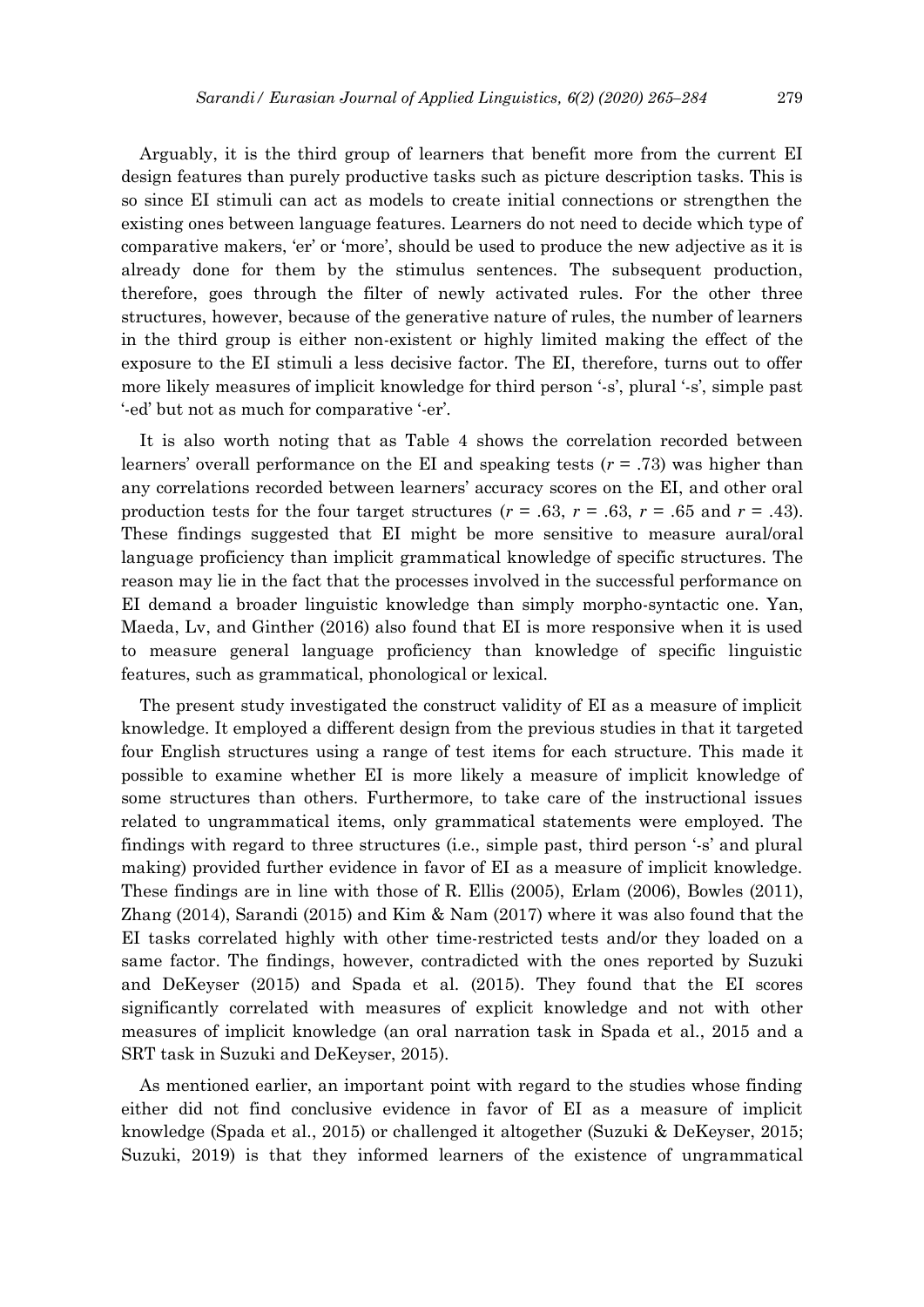Arguably, it is the third group of learners that benefit more from the current EI design features than purely productive tasks such as picture description tasks. This is so since EI stimuli can act as models to create initial connections or strengthen the existing ones between language features. Learners do not need to decide which type of comparative makers, 'er' or 'more', should be used to produce the new adjective as it is already done for them by the stimulus sentences. The subsequent production, therefore, goes through the filter of newly activated rules. For the other three structures, however, because of the generative nature of rules, the number of learners in the third group is either non-existent or highly limited making the effect of the exposure to the EI stimuli a less decisive factor. The EI, therefore, turns out to offer more likely measures of implicit knowledge for third person '-s', plural '-s', simple past '-ed' but not as much for comparative '-er'.

It is also worth noting that as Table 4 shows the correlation recorded between learners' overall performance on the EI and speaking tests ($r$ = .73) was higher than any correlations recorded between learners' accuracy scores on the EI, and other oral production tests for the four target structures ($r$ = .63, $r$ = .63, $r$ = .65 and $r$ = .43). These findings suggested that EI might be more sensitive to measure aural/oral language proficiency than implicit grammatical knowledge of specific structures. The reason may lie in the fact that the processes involved in the successful performance on EI demand a broader linguistic knowledge than simply morpho-syntactic one. Yan, Maeda, Lv, and Ginther (2016) also found that EI is more responsive when it is used to measure general language proficiency than knowledge of specific linguistic features, such as grammatical, phonological or lexical.

The present study investigated the construct validity of EI as a measure of implicit knowledge. It employed a different design from the previous studies in that it targeted four English structures using a range of test items for each structure. This made it possible to examine whether EI is more likely a measure of implicit knowledge of some structures than others. Furthermore, to take care of the instructional issues related to ungrammatical items, only grammatical statements were employed. The findings with regard to three structures (i.e., simple past, third person '-s' and plural making) provided further evidence in favor of EI as a measure of implicit knowledge. These findings are in line with those of R. Ellis (2005), Erlam (2006), Bowles (2011), Zhang (2014), Sarandi (2015) and Kim & Nam (2017) where it was also found that the EI tasks correlated highly with other time-restricted tests and/or they loaded on a same factor. The findings, however, contradicted with the ones reported by Suzuki and DeKeyser (2015) and Spada et al. (2015). They found that the EI scores significantly correlated with measures of explicit knowledge and not with other measures of implicit knowledge (an oral narration task in Spada et al., 2015 and a SRT task in Suzuki and DeKeyser, 2015).

As mentioned earlier, an important point with regard to the studies whose finding either did not find conclusive evidence in favor of EI as a measure of implicit knowledge (Spada et al., 2015) or challenged it altogether (Suzuki & DeKeyser, 2015; Suzuki, 2019) is that they informed learners of the existence of ungrammatical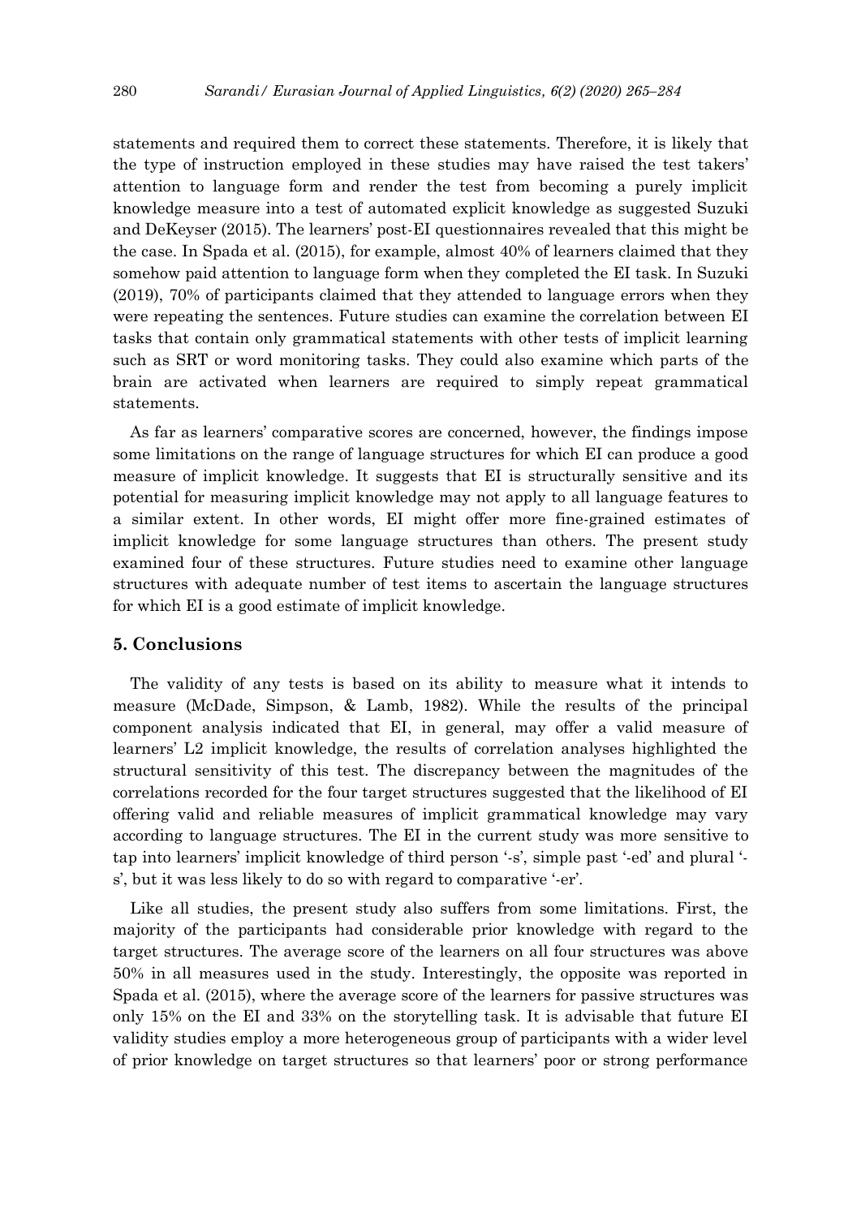statements and required them to correct these statements. Therefore, it is likely that the type of instruction employed in these studies may have raised the test takers' attention to language form and render the test from becoming a purely implicit knowledge measure into a test of automated explicit knowledge as suggested Suzuki and DeKeyser (2015). The learners' post-EI questionnaires revealed that this might be the case. In Spada et al. (2015), for example, almost 40% of learners claimed that they somehow paid attention to language form when they completed the EI task. In Suzuki (2019), 70% of participants claimed that they attended to language errors when they were repeating the sentences. Future studies can examine the correlation between EI tasks that contain only grammatical statements with other tests of implicit learning such as SRT or word monitoring tasks. They could also examine which parts of the brain are activated when learners are required to simply repeat grammatical statements.

As far as learners' comparative scores are concerned, however, the findings impose some limitations on the range of language structures for which EI can produce a good measure of implicit knowledge. It suggests that EI is structurally sensitive and its potential for measuring implicit knowledge may not apply to all language features to a similar extent. In other words, EI might offer more fine-grained estimates of implicit knowledge for some language structures than others. The present study examined four of these structures. Future studies need to examine other language structures with adequate number of test items to ascertain the language structures for which EI is a good estimate of implicit knowledge.

## 5. Conclusions

The validity of any tests is based on its ability to measure what it intends to measure (McDade, Simpson, & Lamb, 1982). While the results of the principal component analysis indicated that EI, in general, may offer a valid measure of learners' L2 implicit knowledge, the results of correlation analyses highlighted the structural sensitivity of this test. The discrepancy between the magnitudes of the correlations recorded for the four target structures suggested that the likelihood of EI offering valid and reliable measures of implicit grammatical knowledge may vary according to language structures. The EI in the current study was more sensitive to tap into learners' implicit knowledge of third person '-s', simple past '-ed' and plural '-s', but it was less likely to do so with regard to comparative '-er'.

Like all studies, the present study also suffers from some limitations. First, the majority of the participants had considerable prior knowledge with regard to the target structures. The average score of the learners on all four structures was above 50% in all measures used in the study. Interestingly, the opposite was reported in Spada et al. (2015), where the average score of the learners for passive structures was only 15% on the EI and 33% on the storytelling task. It is advisable that future EI validity studies employ a more heterogeneous group of participants with a wider level of prior knowledge on target structures so that learners' poor or strong performance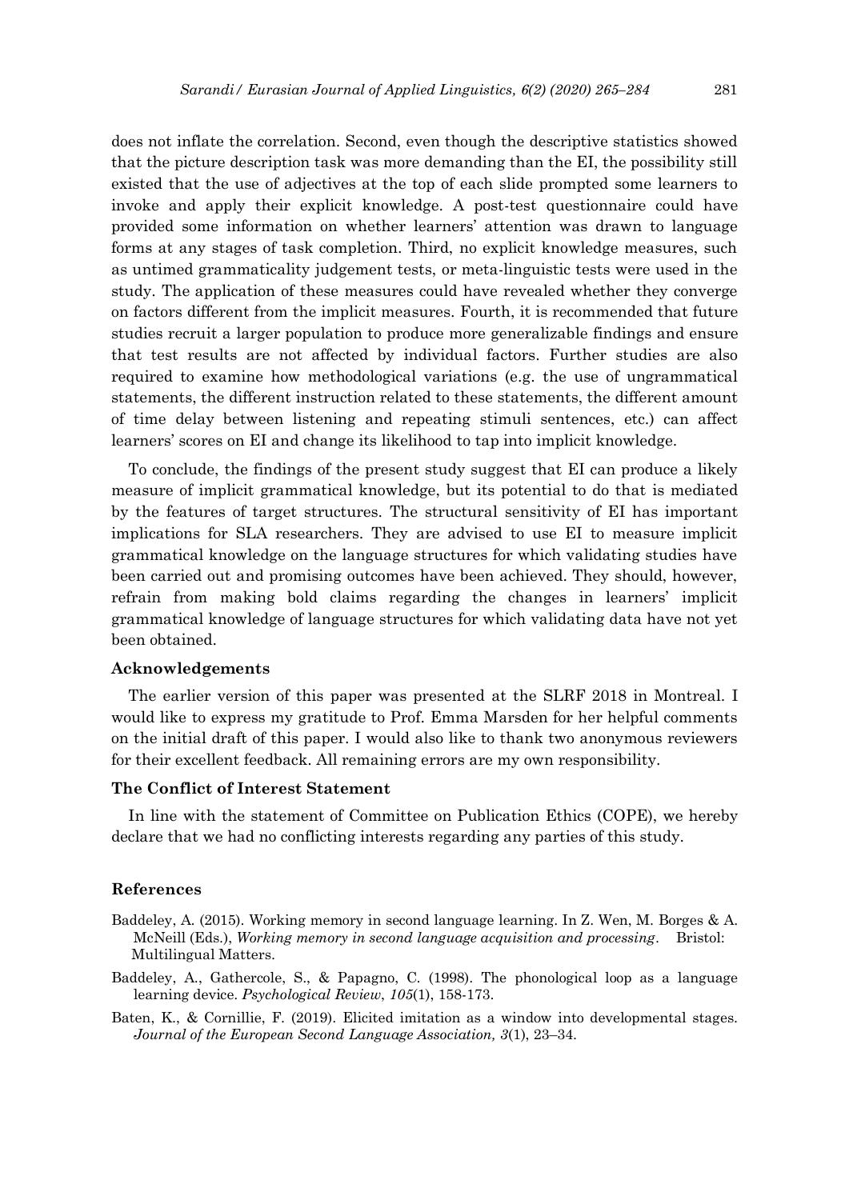does not inflate the correlation. Second, even though the descriptive statistics showed that the picture description task was more demanding than the EI, the possibility still existed that the use of adjectives at the top of each slide prompted some learners to invoke and apply their explicit knowledge. A post-test questionnaire could have provided some information on whether learners' attention was drawn to language forms at any stages of task completion. Third, no explicit knowledge measures, such as untimed grammaticality judgement tests, or meta-linguistic tests were used in the study. The application of these measures could have revealed whether they converge on factors different from the implicit measures. Fourth, it is recommended that future studies recruit a larger population to produce more generalizable findings and ensure that test results are not affected by individual factors. Further studies are also required to examine how methodological variations (e.g. the use of ungrammatical statements, the different instruction related to these statements, the different amount of time delay between listening and repeating stimuli sentences, etc.) can affect learners' scores on EI and change its likelihood to tap into implicit knowledge.

To conclude, the findings of the present study suggest that EI can produce a likely measure of implicit grammatical knowledge, but its potential to do that is mediated by the features of target structures. The structural sensitivity of EI has important implications for SLA researchers. They are advised to use EI to measure implicit grammatical knowledge on the language structures for which validating studies have been carried out and promising outcomes have been achieved. They should, however, refrain from making bold claims regarding the changes in learners' implicit grammatical knowledge of language structures for which validating data have not yet been obtained.

### Acknowledgements

The earlier version of this paper was presented at the SLRF 2018 in Montreal. I would like to express my gratitude to Prof. Emma Marsden for her helpful comments on the initial draft of this paper. I would also like to thank two anonymous reviewers for their excellent feedback. All remaining errors are my own responsibility.

### The Conflict of Interest Statement

In line with the statement of Committee on Publication Ethics (COPE), we hereby declare that we had no conflicting interests regarding any parties of this study.

### References

Baddeley, A. (2015). Working memory in second language learning. In Z. Wen, M. Borges & A. McNeill (Eds.), *Working memory in second language acquisition and processing*. Bristol: Multilingual Matters.

Baddeley, A., Gathercole, S., & Papagno, C. (1998). The phonological loop as a language learning device. *Psychological Review*, *105*(1), 158-173.

Baten, K., & Cornillie, F. (2019). Elicited imitation as a window into developmental stages. *Journal of the European Second Language Association, 3*(1), 23–34.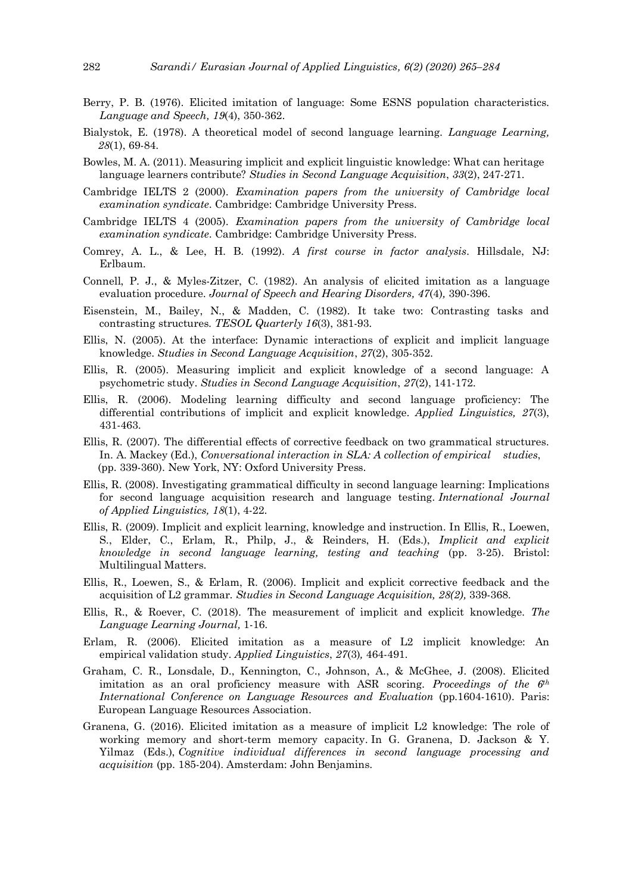Berry, P. B. (1976). Elicited imitation of language: Some ESNS population characteristics. *Language and Speech, 19*(4), 350-362.

Bialystok, E. (1978). A theoretical model of second language learning. *Language Learning, 28*(1), 69-84.

Bowles, M. A. (2011). Measuring implicit and explicit linguistic knowledge: What can heritage language learners contribute? *Studies in Second Language Acquisition*, *33*(2), 247-271.

Cambridge IELTS 2 (2000). *Examination papers from the university of Cambridge local examination syndicate*. Cambridge: Cambridge University Press.

Cambridge IELTS 4 (2005). *Examination papers from the university of Cambridge local examination syndicate*. Cambridge: Cambridge University Press.

Comrey, A. L., & Lee, H. B. (1992). *A first course in factor analysis*. Hillsdale, NJ: Erlbaum.

Connell, P. J., & Myles-Zitzer, C. (1982). An analysis of elicited imitation as a language evaluation procedure. *Journal of Speech and Hearing Disorders, 47*(4)*,* 390-396.

Eisenstein, M., Bailey, N., & Madden, C. (1982). It take two: Contrasting tasks and contrasting structures. *TESOL Quarterly 16*(3), 381-93.

Ellis, N. (2005). At the interface: Dynamic interactions of explicit and implicit language knowledge. *Studies in Second Language Acquisition*, *27*(2), 305-352.

Ellis, R. (2005). Measuring implicit and explicit knowledge of a second language: A psychometric study. *Studies in Second Language Acquisition*, *27*(2), 141-172.

Ellis, R. (2006). Modeling learning difficulty and second language proficiency: The differential contributions of implicit and explicit knowledge. *Applied Linguistics, 27*(3), 431-463.

Ellis, R. (2007). The differential effects of corrective feedback on two grammatical structures. In. A. Mackey (Ed.), *Conversational interaction in SLA: A collection of empirical studies*, (pp. 339-360). New York, NY: Oxford University Press.

Ellis, R. (2008). Investigating grammatical difficulty in second language learning: Implications for second language acquisition research and language testing. *International Journal of Applied Linguistics, 18*(1), 4-22.

Ellis, R. (2009). Implicit and explicit learning, knowledge and instruction. In Ellis, R., Loewen, S., Elder, C., Erlam, R., Philp, J., & Reinders, H. (Eds.), *Implicit and explicit knowledge in second language learning, testing and teaching* (pp. 3-25). Bristol: Multilingual Matters.

Ellis, R., Loewen, S., & Erlam, R. (2006). Implicit and explicit corrective feedback and the acquisition of L2 grammar. *Studies in Second Language Acquisition, 28(2),* 339-368.

Ellis, R., & Roever, C. (2018). The measurement of implicit and explicit knowledge. *The Language Learning Journal,* 1-16.

Erlam, R. (2006). Elicited imitation as a measure of L2 implicit knowledge: An empirical validation study. *Applied Linguistics*, *27*(3)*,* 464-491.

Graham, C. R., Lonsdale, D., Kennington, C., Johnson, A., & McGhee, J. (2008). Elicited imitation as an oral proficiency measure with ASR scoring. *Proceedings of the 6th International Conference on Language Resources and Evaluation* (pp.1604-1610). Paris: European Language Resources Association.

Granena, G. (2016). Elicited imitation as a measure of implicit L2 knowledge: The role of working memory and short-term memory capacity. In G. Granena, D. Jackson & Y. Yilmaz (Eds.), *Cognitive individual differences in second language processing and acquisition* (pp. 185-204). Amsterdam: John Benjamins.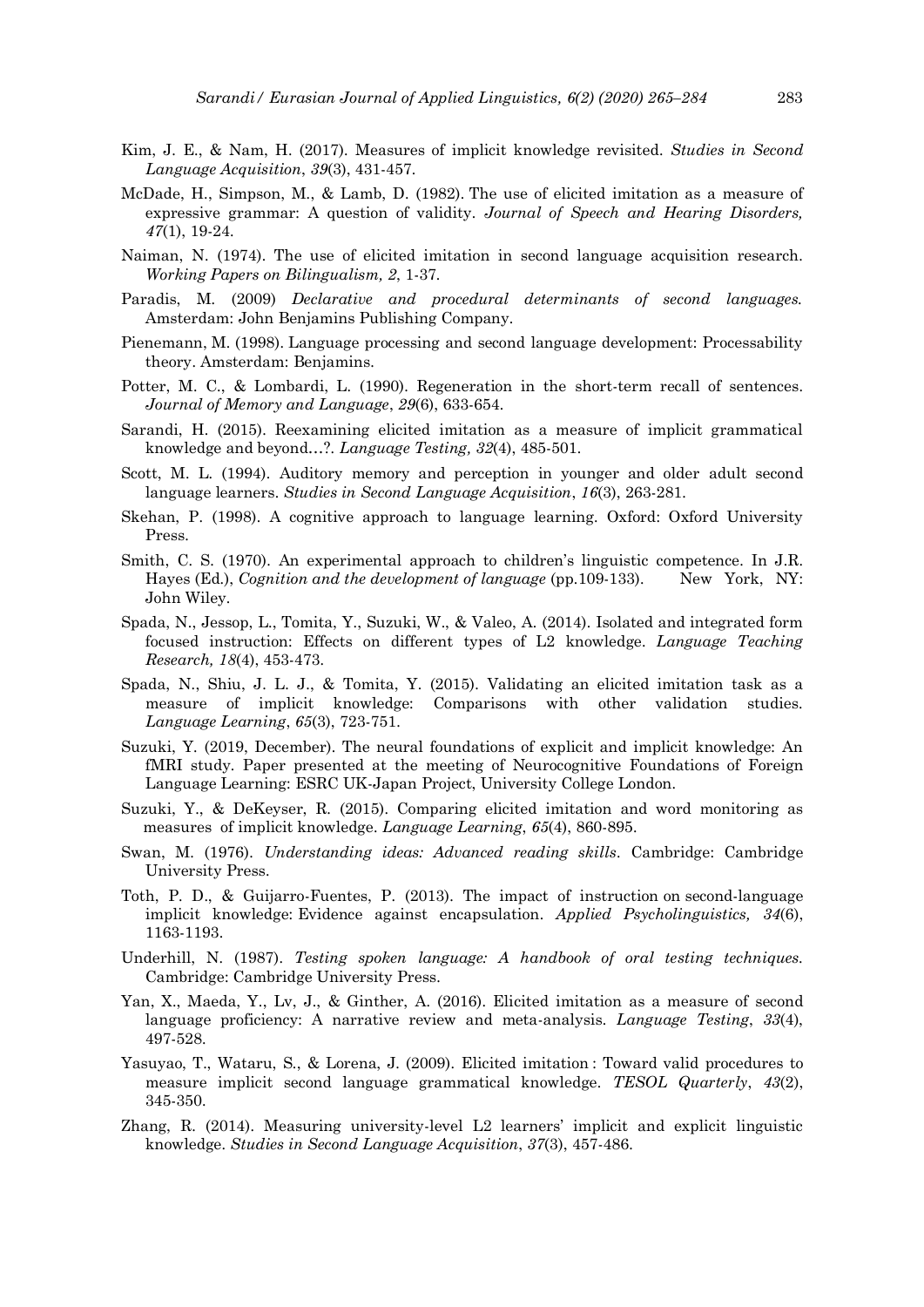Kim, J. E., & Nam, H. (2017). Measures of implicit knowledge revisited. *Studies in Second Language Acquisition*, *39*(3), 431-457.

McDade, H., Simpson, M., & Lamb, D. (1982). The use of elicited imitation as a measure of expressive grammar: A question of validity. *Journal of Speech and Hearing Disorders, 47*(1), 19-24.

Naiman, N. (1974). The use of elicited imitation in second language acquisition research. *Working Papers on Bilingualism, 2*, 1-37.

Paradis, M. (2009) *Declarative and procedural determinants of second languages.* Amsterdam: John Benjamins Publishing Company.

Pienemann, M. (1998). Language processing and second language development: Processability theory. Amsterdam: Benjamins.

Potter, M. C., & Lombardi, L. (1990). Regeneration in the short-term recall of sentences. *Journal of Memory and Language*, *29*(6), 633-654.

Sarandi, H. (2015). Reexamining elicited imitation as a measure of implicit grammatical knowledge and beyond…?. *Language Testing, 32*(4), 485-501.

Scott, M. L. (1994). Auditory memory and perception in younger and older adult second language learners. *Studies in Second Language Acquisition*, *16*(3), 263-281.

Skehan, P. (1998). A cognitive approach to language learning. Oxford: Oxford University Press.

Smith, C. S. (1970). An experimental approach to children's linguistic competence. In J.R. Hayes (Ed.), *Cognition and the development of language* (pp.109-133). New York, NY: John Wiley.

Spada, N., Jessop, L., Tomita, Y., Suzuki, W., & Valeo, A. (2014). Isolated and integrated form focused instruction: Effects on different types of L2 knowledge. *Language Teaching Research, 18*(4), 453-473.

Spada, N., Shiu, J. L. J., & Tomita, Y. (2015). Validating an elicited imitation task as a measure of implicit knowledge: Comparisons with other validation studies. *Language Learning*, *65*(3), 723-751.

Suzuki, Y. (2019, December). The neural foundations of explicit and implicit knowledge: An fMRI study. Paper presented at the meeting of Neurocognitive Foundations of Foreign Language Learning: ESRC UK-Japan Project, University College London.

Suzuki, Y., & DeKeyser, R. (2015). Comparing elicited imitation and word monitoring as measures of implicit knowledge. *Language Learning*, *65*(4), 860-895.

Swan, M. (1976). *Understanding ideas: Advanced reading skills*. Cambridge: Cambridge University Press.

Toth, P. D., & Guijarro-Fuentes, P. (2013). The impact of instruction on second-language implicit knowledge: Evidence against encapsulation. *Applied Psycholinguistics, 34*(6), 1163-1193.

Underhill, N. (1987). *Testing spoken language: A handbook of oral testing techniques.* Cambridge: Cambridge University Press.

Yan, X., Maeda, Y., Lv, J., & Ginther, A. (2016). Elicited imitation as a measure of second language proficiency: A narrative review and meta-analysis. *Language Testing*, *33*(4), 497-528.

Yasuyao, T., Wataru, S., & Lorena, J. (2009). Elicited imitation : Toward valid procedures to measure implicit second language grammatical knowledge. *TESOL Quarterly*, *43*(2), 345-350.

Zhang, R. (2014). Measuring university-level L2 learners' implicit and explicit linguistic knowledge. *Studies in Second Language Acquisition*, *37*(3), 457-486.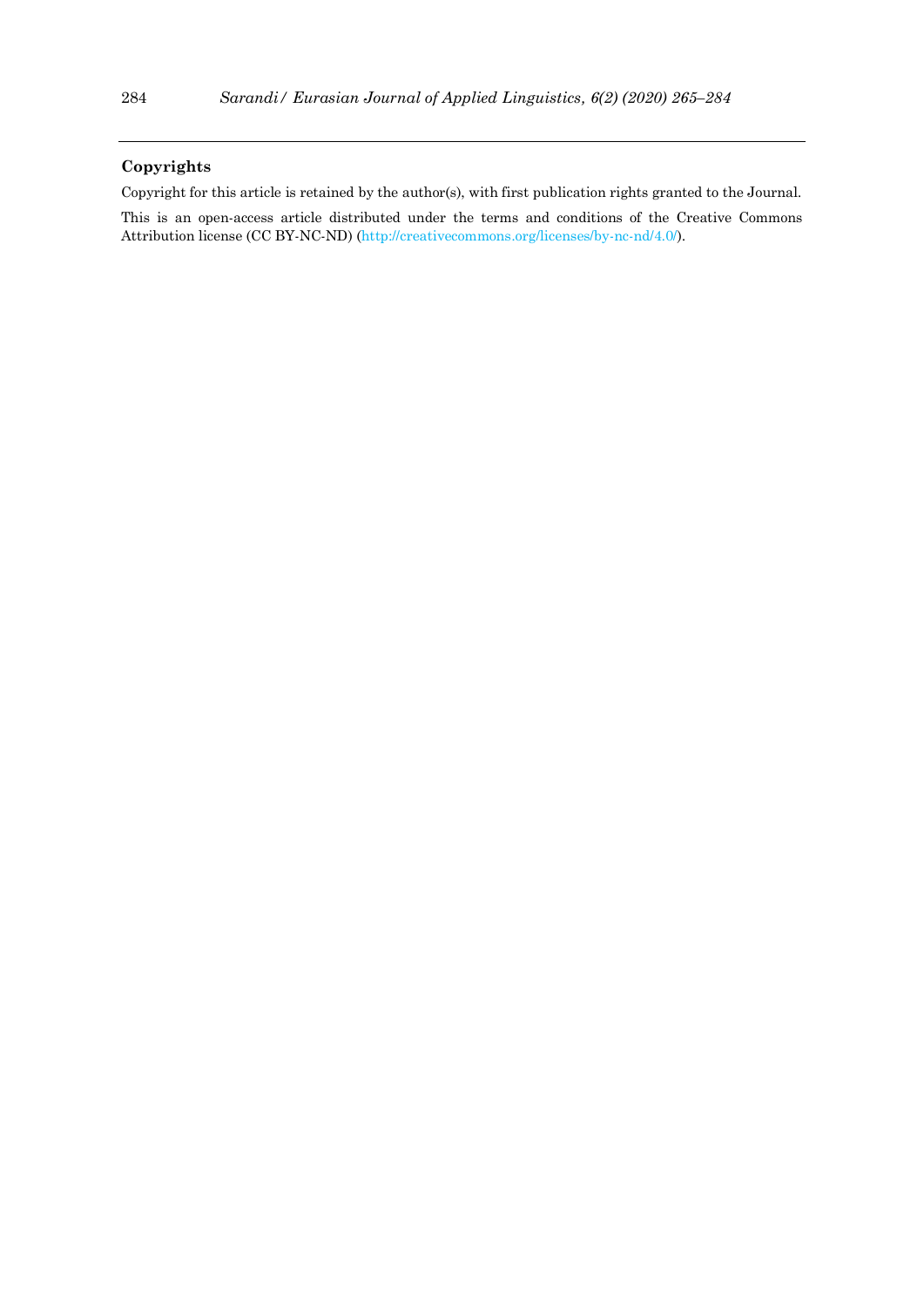### Copyrights

Copyright for this article is retained by the author(s), with first publication rights granted to the Journal.

This is an open-access article distributed under the terms and conditions of the Creative Commons Attribution license (CC BY-NC-ND) (http://creativecommons.org/licenses/by-nc-nd/4.0/).